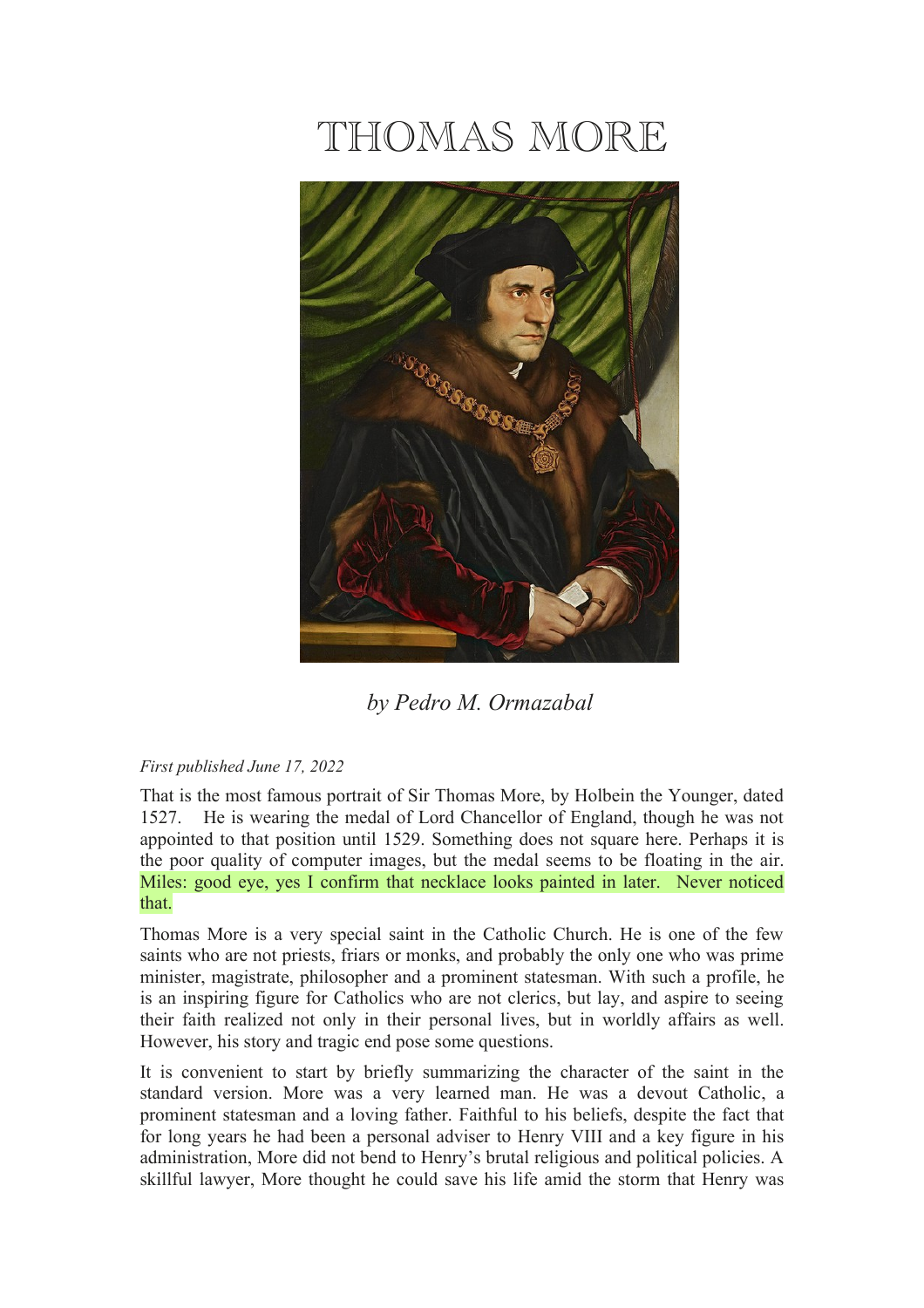# THOMAS MORE

*by Pedro M. Ormazabal*

*First published June 17, 2022*

That is the most famous portrait of Sir Thomas More, by Holbein the Younger, dated 1527. He is wearing the medal of Lord Chancellor of England, though he was not appointed to that position until 1529. Something does not square here. Perhaps it is the poor quality of computer images, but the medal seems to be floating in the air. Miles: good eye, yes I confirm that necklace looks painted in later. Never noticed that.

Thomas More is a very special saint in the Catholic Church. He is one of the few saints who are not priests, friars or monks, and probably the only one who was prime minister, magistrate, philosopher and a prominent statesman. With such a profile, he is an inspiring figure for Catholics who are not clerics, but lay, and aspire to seeing their faith realized not only in their personal lives, but in worldly affairs as well. However, his story and tragic end pose some questions.

It is convenient to start by briefly summarizing the character of the saint in the standard version. More was a very learned man. He was a devout Catholic, a prominent statesman and a loving father. Faithful to his beliefs, despite the fact that for long years he had been a personal adviser to Henry VIII and a key figure in his administration, More did not bend to Henry's brutal religious and political policies. A skillful lawyer, More thought he could save his life amid the storm that Henry was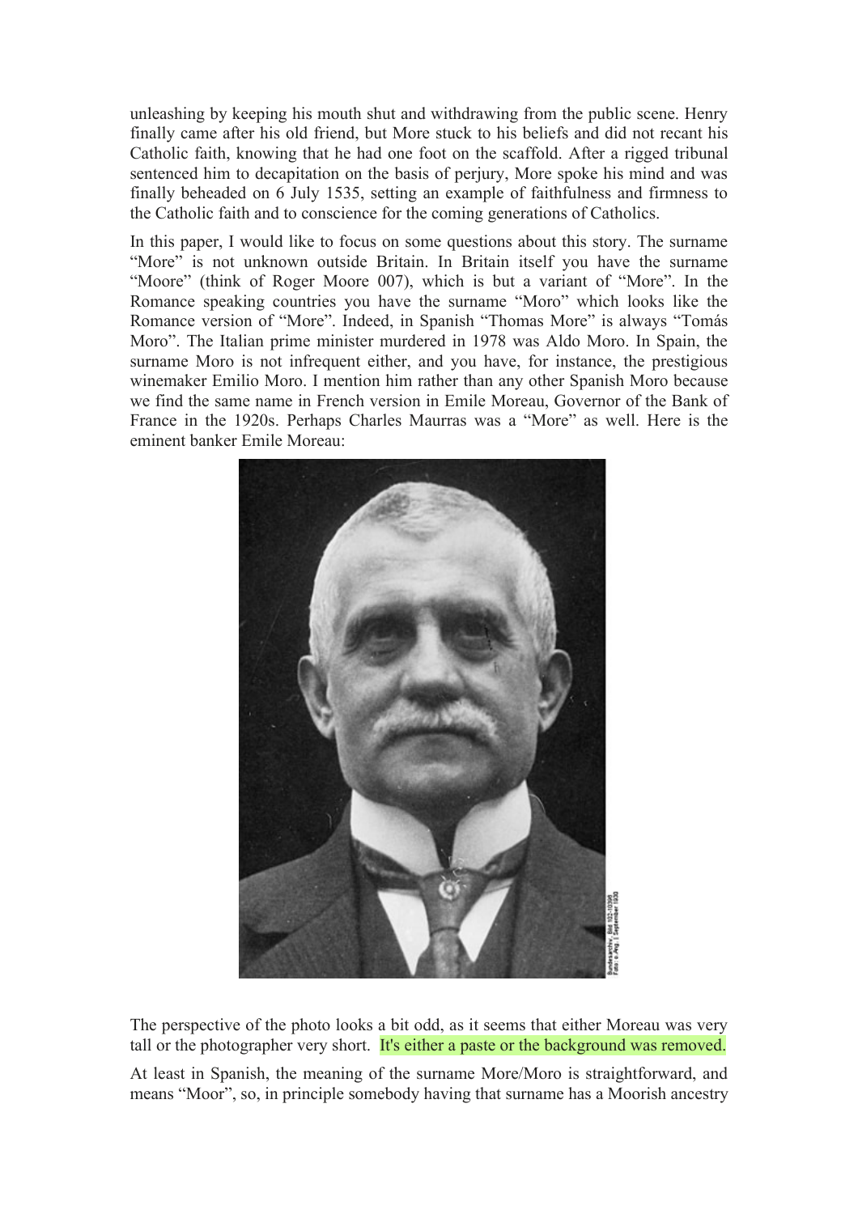unleashing by keeping his mouth shut and withdrawing from the public scene. Henry finally came after his old friend, but More stuck to his beliefs and did not recant his Catholic faith, knowing that he had one foot on the scaffold. After a rigged tribunal sentenced him to decapitation on the basis of perjury, More spoke his mind and was finally beheaded on 6 July 1535, setting an example of faithfulness and firmness to the Catholic faith and to conscience for the coming generations of Catholics.

In this paper, I would like to focus on some questions about this story. The surname "More" is not unknown outside Britain. In Britain itself you have the surname "Moore" (think of Roger Moore 007), which is but a variant of "More". In the Romance speaking countries you have the surname "Moro" which looks like the Romance version of "More". Indeed, in Spanish "Thomas More" is always "Tomás Moro". The Italian prime minister murdered in 1978 was Aldo Moro. In Spain, the surname Moro is not infrequent either, and you have, for instance, the prestigious winemaker Emilio Moro. I mention him rather than any other Spanish Moro because we find the same name in French version in Emile Moreau, Governor of the Bank of France in the 1920s. Perhaps Charles Maurras was a "More" as well. Here is the eminent banker Emile Moreau:

The perspective of the photo looks a bit odd, as it seems that either Moreau was very tall or the photographer very short. It's either a paste or the background was removed.

At least in Spanish, the meaning of the surname More/Moro is straightforward, and means "Moor", so, in principle somebody having that surname has a Moorish ancestry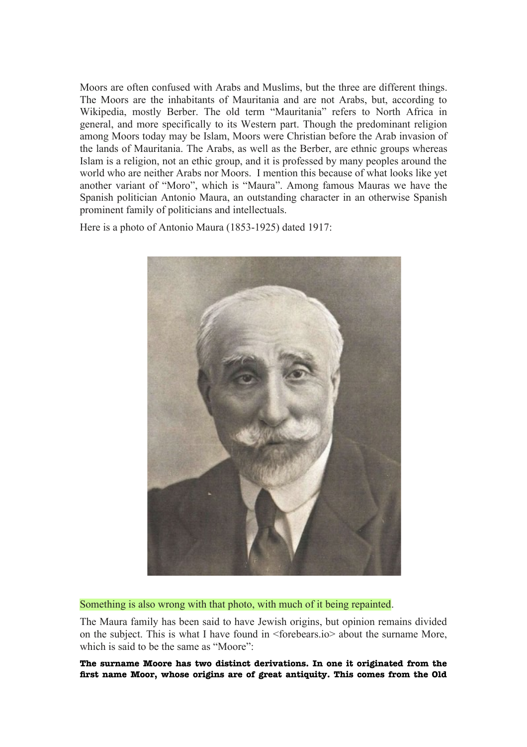Moors are often confused with Arabs and Muslims, but the three are different things. The Moors are the inhabitants of Mauritania and are not Arabs, but, according to Wikipedia, mostly Berber. The old term “Mauritania” refers to North Africa in general, and more specifically to its Western part. Though the predominant religion among Moors today may be Islam, Moors were Christian before the Arab invasion of the lands of Mauritania. The Arabs, as well as the Berber, are ethnic groups whereas Islam is a religion, not an ethic group, and it is professed by many peoples around the world who are neither Arabs nor Moors. I mention this because of what looks like yet another variant of “Moro”, which is “Maura”. Among famous Mauras we have the Spanish politician Antonio Maura, an outstanding character in an otherwise Spanish prominent family of politicians and intellectuals.

Here is a photo of Antonio Maura (1853-1925) dated 1917:

Something is also wrong with that photo, with much of it being repainted.

The Maura family has been said to have Jewish origins, but opinion remains divided on the subject. This is what I have found in <forebears.io> about the surname More, which is said to be the same as “Moore”:

**The surname Moore has two distinct derivations. In one it originated from the first name Moor, whose origins are of great antiquity. This comes from the Old**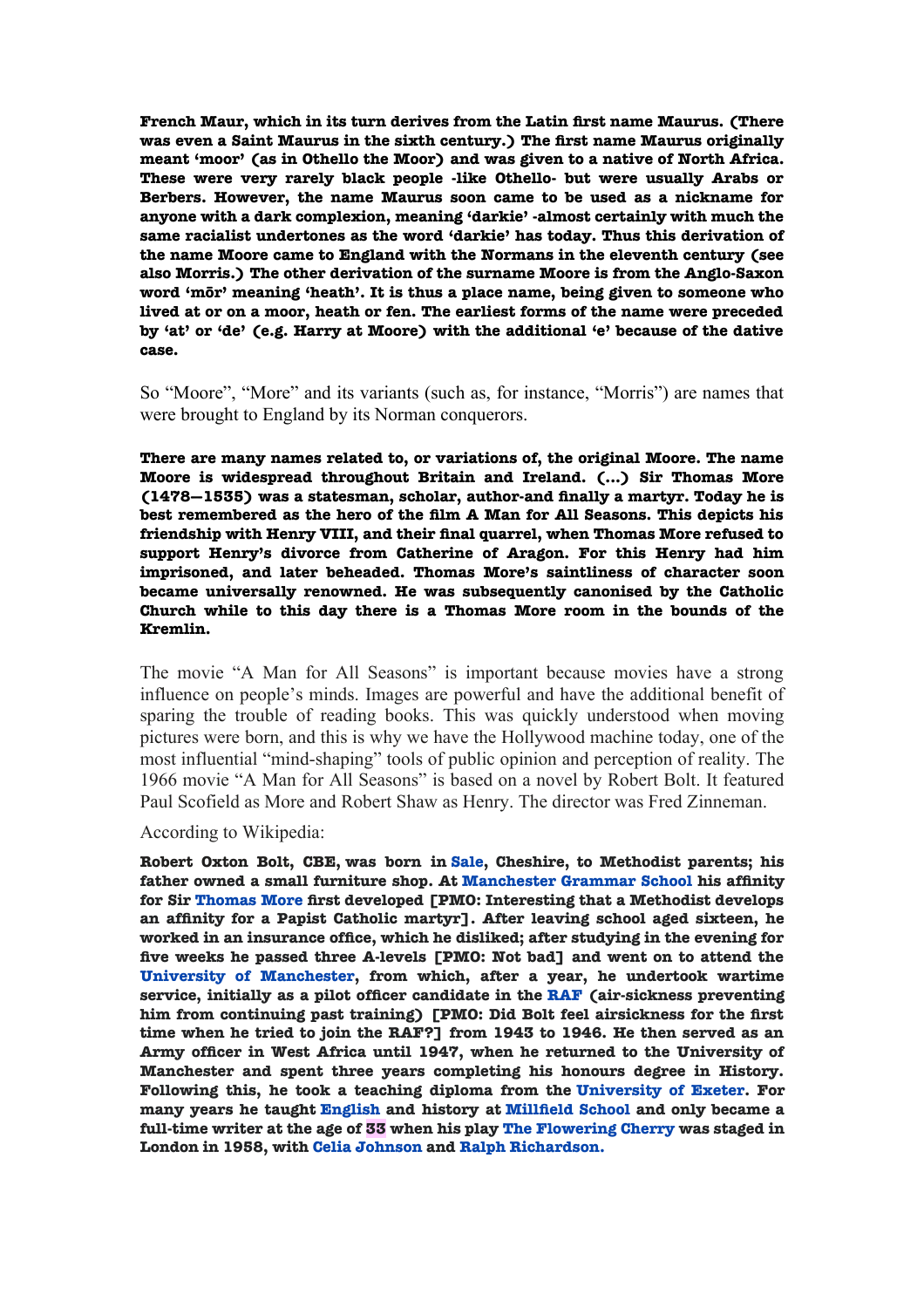**French Maur, which in its turn derives from the Latin first name Maurus. (There was even a Saint Maurus in the sixth century.) The first name Maurus originally meant 'moor' (as in Othello the Moor) and was given to a native of North Africa. These were very rarely black people -like Othello- but were usually Arabs or Berbers. However, the name Maurus soon came to be used as a nickname for anyone with a dark complexion, meaning 'darkie' -almost certainly with much the same racialist undertones as the word 'darkie' has today. Thus this derivation of the name Moore came to England with the Normans in the eleventh century (see also Morris.) The other derivation of the surname Moore is from the Anglo-Saxon word 'mōr' meaning 'heath'. It is thus a place name, being given to someone who lived at or on a moor, heath or fen. The earliest forms of the name were preceded by 'at' or 'de' (e.g. Harry at Moore) with the additional 'e' because of the dative case.**

So "Moore", "More" and its variants (such as, for instance, "Morris") are names that were brought to England by its Norman conquerors.

**There are many names related to, or variations of, the original Moore. The name Moore is widespread throughout Britain and Ireland. (...) Sir Thomas More (1478—1535) was a statesman, scholar, author-and finally a martyr. Today he is best remembered as the hero of the film A Man for All Seasons. This depicts his friendship with Henry VIII, and their final quarrel, when Thomas More refused to support Henry's divorce from Catherine of Aragon. For this Henry had him imprisoned, and later beheaded. Thomas More's saintliness of character soon became universally renowned. He was subsequently canonised by the Catholic Church while to this day there is a Thomas More room in the bounds of the Kremlin.**

The movie "A Man for All Seasons" is important because movies have a strong influence on people's minds. Images are powerful and have the additional benefit of sparing the trouble of reading books. This was quickly understood when moving pictures were born, and this is why we have the Hollywood machine today, one of the most influential "mind-shaping" tools of public opinion and perception of reality. The 1966 movie "A Man for All Seasons" is based on a novel by Robert Bolt. It featured Paul Scofield as More and Robert Shaw as Henry. The director was Fred Zinneman.

According to Wikipedia:

**Robert Oxton Bolt, CBE, was born in Sale, Cheshire, to Methodist parents; his father owned a small furniture shop. At Manchester Grammar School his affinity for Sir Thomas More first developed [PMO: Interesting that a Methodist develops an affinity for a Papist Catholic martyr]. After leaving school aged sixteen, he worked in an insurance office, which he disliked; after studying in the evening for five weeks he passed three A-levels [PMO: Not bad] and went on to attend the University of Manchester, from which, after a year, he undertook wartime service, initially as a pilot officer candidate in the RAF (air-sickness preventing him from continuing past training) [PMO: Did Bolt feel airsickness for the first time when he tried to join the RAF?] from 1943 to 1946. He then served as an Army officer in West Africa until 1947, when he returned to the University of Manchester and spent three years completing his honours degree in History. Following this, he took a teaching diploma from the University of Exeter. For many years he taught English and history at Millfield School and only became a full-time writer at the age of 33 when his play The Flowering Cherry was staged in London in 1958, with Celia Johnson and Ralph Richardson.**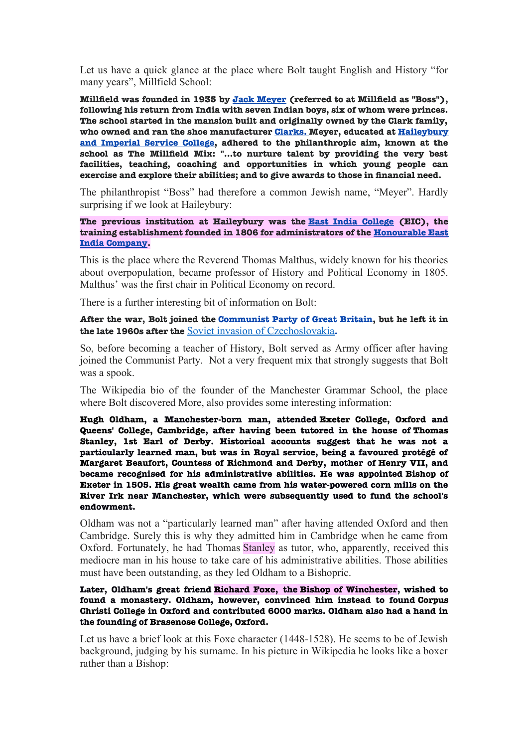Let us have a quick glance at the place where Bolt taught English and History "for many years", Millfield School:

**Millfield was founded in 1935 by Jack Meyer (referred to at Millfield as "Boss"), following his return from India with seven Indian boys, six of whom were princes. The school started in the mansion built and originally owned by the Clark family, who owned and ran the shoe manufacturer Clarks. Meyer, educated at Haileybury and Imperial Service College, adhered to the philanthropic aim, known at the school as The Millfield Mix: "...to nurture talent by providing the very best facilities, teaching, coaching and opportunities in which young people can exercise and explore their abilities; and to give awards to those in financial need.**

The philanthropist "Boss" had therefore a common Jewish name, "Meyer". Hardly surprising if we look at Haileybury:

**The previous institution at Haileybury was the East India College (EIC), the training establishment founded in 1806 for administrators of the Honourable East India Company.**

This is the place where the Reverend Thomas Malthus, widely known for his theories about overpopulation, became professor of History and Political Economy in 1805. Malthus' was the first chair in Political Economy on record.

There is a further interesting bit of information on Bolt:

**After the war, Bolt joined the Communist Party of Great Britain, but he left it in the late 1960s after the Soviet invasion of Czechoslovakia.**

So, before becoming a teacher of History, Bolt served as Army officer after having joined the Communist Party. Not a very frequent mix that strongly suggests that Bolt was a spook.

The Wikipedia bio of the founder of the Manchester Grammar School, the place where Bolt discovered More, also provides some interesting information:

**Hugh Oldham, a Manchester-born man, attended Exeter College, Oxford and Queens' College, Cambridge, after having been tutored in the house of Thomas Stanley, 1st Earl of Derby. Historical accounts suggest that he was not a particularly learned man, but was in Royal service, being a favoured protégé of Margaret Beaufort, Countess of Richmond and Derby, mother of Henry VII, and became recognised for his administrative abilities. He was appointed Bishop of Exeter in 1505. His great wealth came from his water-powered corn mills on the River Irk near Manchester, which were subsequently used to fund the school's endowment.**

Oldham was not a "particularly learned man" after having attended Oxford and then Cambridge. Surely this is why they admitted him in Cambridge when he came from Oxford. Fortunately, he had Thomas Stanley as tutor, who, apparently, received this mediocre man in his house to take care of his administrative abilities. Those abilities must have been outstanding, as they led Oldham to a Bishopric.

**Later, Oldham's great friend Richard Foxe, the Bishop of Winchester, wished to found a monastery. Oldham, however, convinced him instead to found Corpus Christi College in Oxford and contributed 6000 marks. Oldham also had a hand in the founding of Brasenose College, Oxford.**

Let us have a brief look at this Foxe character (1448-1528). He seems to be of Jewish background, judging by his surname. In his picture in Wikipedia he looks like a boxer rather than a Bishop: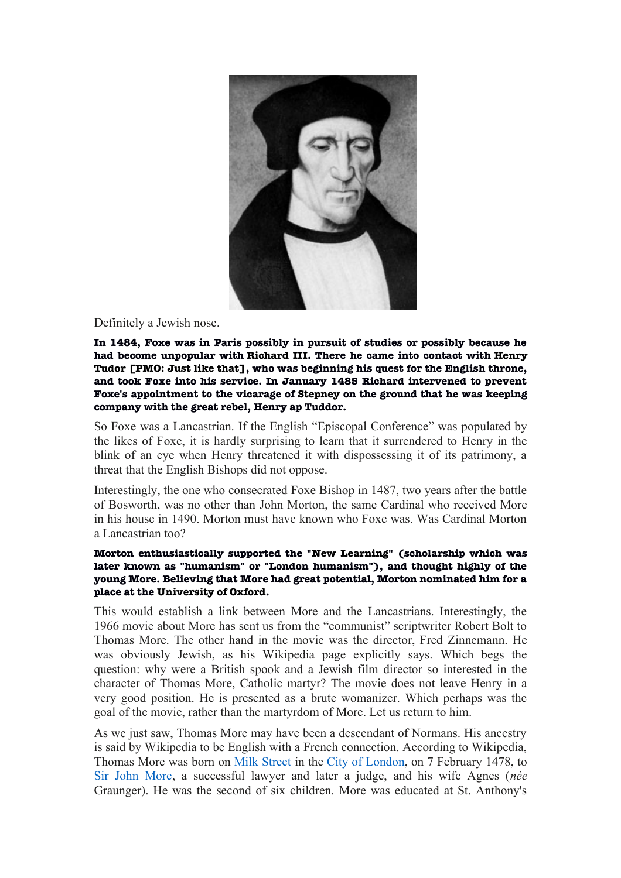Definitely a Jewish nose.

**In 1484, Foxe was in Paris possibly in pursuit of studies or possibly because he had become unpopular with Richard III. There he came into contact with Henry Tudor [PMO: Just like that], who was beginning his quest for the English throne, and took Foxe into his service. In January 1485 Richard intervened to prevent Foxe's appointment to the vicarage of Stepney on the ground that he was keeping company with the great rebel, Henry ap Tuddor.**

So Foxe was a Lancastrian. If the English "Episcopal Conference" was populated by the likes of Foxe, it is hardly surprising to learn that it surrendered to Henry in the blink of an eye when Henry threatened it with dispossessing it of its patrimony, a threat that the English Bishops did not oppose.

Interestingly, the one who consecrated Foxe Bishop in 1487, two years after the battle of Bosworth, was no other than John Morton, the same Cardinal who received More in his house in 1490. Morton must have known who Foxe was. Was Cardinal Morton a Lancastrian too?

**Morton enthusiastically supported the "New Learning" (scholarship which was later known as "humanism" or "London humanism"), and thought highly of the young More. Believing that More had great potential, Morton nominated him for a place at the University of Oxford.**

This would establish a link between More and the Lancastrians. Interestingly, the 1966 movie about More has sent us from the "communist" scriptwriter Robert Bolt to Thomas More. The other hand in the movie was the director, Fred Zinnemann. He was obviously Jewish, as his Wikipedia page explicitly says. Which begs the question: why were a British spook and a Jewish film director so interested in the character of Thomas More, Catholic martyr? The movie does not leave Henry in a very good position. He is presented as a brute womanizer. Which perhaps was the goal of the movie, rather than the martyrdom of More. Let us return to him.

As we just saw, Thomas More may have been a descendant of Normans. His ancestry is said by Wikipedia to be English with a French connection. According to Wikipedia, Thomas More was born on Milk Street in the City of London, on 7 February 1478, to Sir John More, a successful lawyer and later a judge, and his wife Agnes (*née* Graunger). He was the second of six children. More was educated at St. Anthony's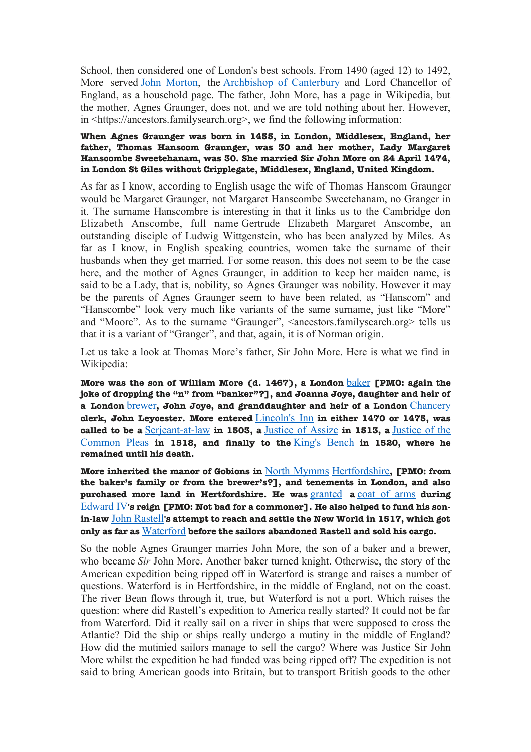School, then considered one of London's best schools. From 1490 (aged 12) to 1492, More served John Morton, the Archbishop of Canterbury and Lord Chancellor of England, as a household page. The father, John More, has a page in Wikipedia, but the mother, Agnes Graunger, does not, and we are told nothing about her. However, in <https://ancestors.familysearch.org>, we find the following information:

**When Agnes Graunger was born in 1455, in London, Middlesex, England, her father, Thomas Hanscom Graunger, was 30 and her mother, Lady Margaret Hanscombe Sweetehanam, was 30. She married Sir John More on 24 April 1474, in London St Giles without Cripplegate, Middlesex, England, United Kingdom.**

As far as I know, according to English usage the wife of Thomas Hanscom Graunger would be Margaret Graunger, not Margaret Hanscombe Sweetehanam, no Granger in it. The surname Hanscombre is interesting in that it links us to the Cambridge don Elizabeth Anscombe, full name Gertrude Elizabeth Margaret Anscombe, an outstanding disciple of Ludwig Wittgenstein, who has been analyzed by Miles. As far as I know, in English speaking countries, women take the surname of their husbands when they get married. For some reason, this does not seem to be the case here, and the mother of Agnes Graunger, in addition to keep her maiden name, is said to be a Lady, that is, nobility, so Agnes Graunger was nobility. However it may be the parents of Agnes Graunger seem to have been related, as "Hanscom" and "Hanscombe" look very much like variants of the same surname, just like "More" and "Moore". As to the surname "Graunger", <ancestors.familysearch.org> tells us that it is a variant of "Granger", and that, again, it is of Norman origin.

Let us take a look at Thomas More's father, Sir John More. Here is what we find in Wikipedia:

**More was the son of William More (d. 1467), a London baker [PMO: again the joke of dropping the "n" from "banker"?], and Joanna Joye, daughter and heir of a London brewer, John Joye, and granddaughter and heir of a London Chancery clerk, John Leycester. More entered Lincoln's Inn in either 1470 or 1475, was called to be a Serjeant-at-law in 1503, a Justice of Assize in 1513, a Justice of the Common Pleas in 1518, and finally to the King's Bench in 1520, where he remained until his death.**

**More inherited the manor of Gobions in North Mymms Hertfordshire, [PMO: from the baker's family or from the brewer's?], and tenements in London, and also purchased more land in Hertfordshire. He was granted a coat of arms during Edward IV's reign [PMO: Not bad for a commoner]. He also helped to fund his son-in-law John Rastell's attempt to reach and settle the New World in 1517, which got only as far as Waterford before the sailors abandoned Rastell and sold his cargo.**

So the noble Agnes Graunger marries John More, the son of a baker and a brewer, who became *Sir* John More. Another baker turned knight. Otherwise, the story of the American expedition being ripped off in Waterford is strange and raises a number of questions. Waterford is in Hertfordshire, in the middle of England, not on the coast. The river Bean flows through it, true, but Waterford is not a port. Which raises the question: where did Rastell's expedition to America really started? It could not be far from Waterford. Did it really sail on a river in ships that were supposed to cross the Atlantic? Did the ship or ships really undergo a mutiny in the middle of England? How did the mutinied sailors manage to sell the cargo? Where was Justice Sir John More whilst the expedition he had funded was being ripped off? The expedition is not said to bring American goods into Britain, but to transport British goods to the other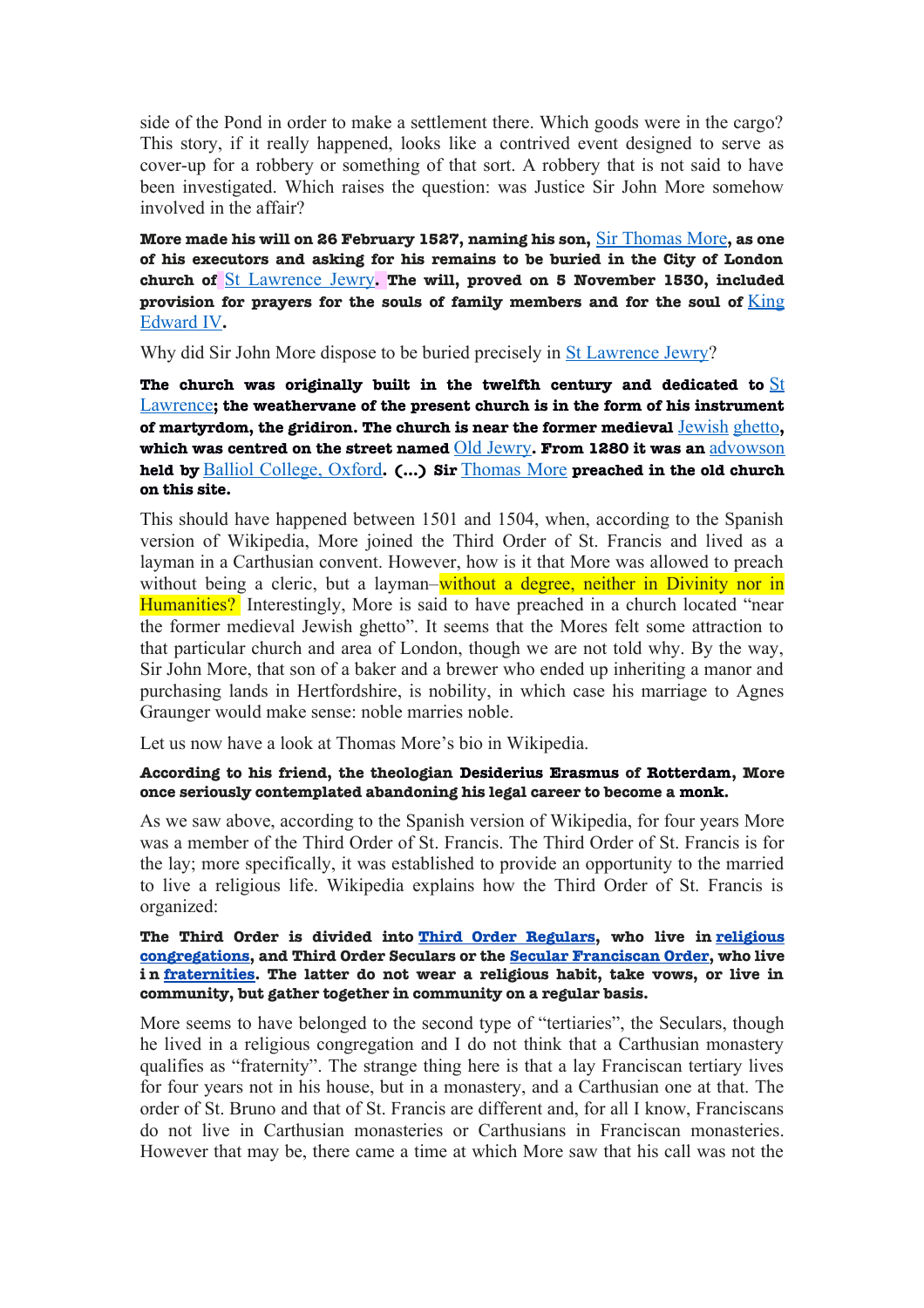side of the Pond in order to make a settlement there. Which goods were in the cargo? This story, if it really happened, looks like a contrived event designed to serve as cover-up for a robbery or something of that sort. A robbery that is not said to have been investigated. Which raises the question: was Justice Sir John More somehow involved in the affair?

**More made his will on 26 February 1527, naming his son, Sir Thomas More, as one of his executors and asking for his remains to be buried in the City of London church of St Lawrence Jewry. The will, proved on 5 November 1530, included provision for prayers for the souls of family members and for the soul of King Edward IV.**

Why did Sir John More dispose to be buried precisely in St Lawrence Jewry?

**The church was originally built in the twelfth century and dedicated to St Lawrence; the weathervane of the present church is in the form of his instrument of martyrdom, the gridiron. The church is near the former medieval Jewish ghetto, which was centred on the street named Old Jewry. From 1280 it was an advowson held by Balliol College, Oxford. (...) Sir Thomas More preached in the old church on this site.**

This should have happened between 1501 and 1504, when, according to the Spanish version of Wikipedia, More joined the Third Order of St. Francis and lived as a layman in a Carthusian convent. However, how is it that More was allowed to preach without being a cleric, but a layman–without a degree, neither in Divinity nor in Humanities? Interestingly, More is said to have preached in a church located "near the former medieval Jewish ghetto". It seems that the Mores felt some attraction to that particular church and area of London, though we are not told why. By the way, Sir John More, that son of a baker and a brewer who ended up inheriting a manor and purchasing lands in Hertfordshire, is nobility, in which case his marriage to Agnes Graunger would make sense: noble marries noble.

Let us now have a look at Thomas More's bio in Wikipedia.

**According to his friend, the theologian Desiderius Erasmus of Rotterdam, More once seriously contemplated abandoning his legal career to become a monk.**

As we saw above, according to the Spanish version of Wikipedia, for four years More was a member of the Third Order of St. Francis. The Third Order of St. Francis is for the lay; more specifically, it was established to provide an opportunity to the married to live a religious life. Wikipedia explains how the Third Order of St. Francis is organized:

**The Third Order is divided into Third Order Regulars, who live in religious congregations, and Third Order Seculars or the Secular Franciscan Order, who live in fraternities. The latter do not wear a religious habit, take vows, or live in community, but gather together in community on a regular basis.**

More seems to have belonged to the second type of "tertiaries", the Seculars, though he lived in a religious congregation and I do not think that a Carthusian monastery qualifies as "fraternity". The strange thing here is that a lay Franciscan tertiary lives for four years not in his house, but in a monastery, and a Carthusian one at that. The order of St. Bruno and that of St. Francis are different and, for all I know, Franciscans do not live in Carthusian monasteries or Carthusians in Franciscan monasteries. However that may be, there came a time at which More saw that his call was not the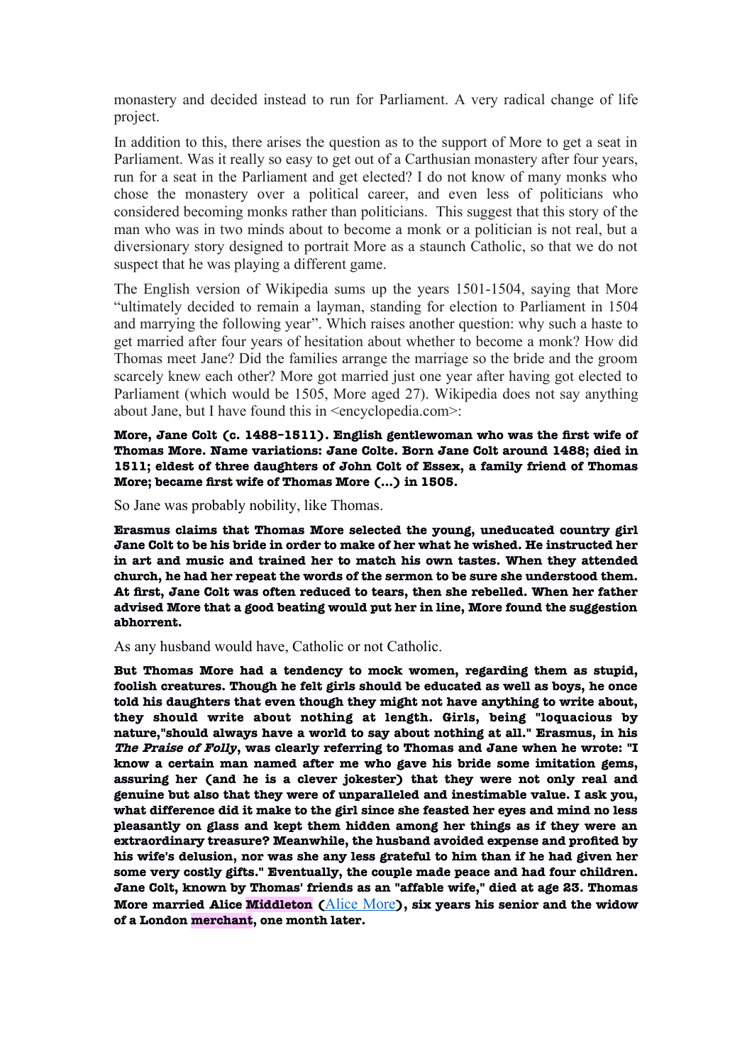monastery and decided instead to run for Parliament. A very radical change of life project.

In addition to this, there arises the question as to the support of More to get a seat in Parliament. Was it really so easy to get out of a Carthusian monastery after four years, run for a seat in the Parliament and get elected? I do not know of many monks who chose the monastery over a political career, and even less of politicians who considered becoming monks rather than politicians. This suggest that this story of the man who was in two minds about to become a monk or a politician is not real, but a diversionary story designed to portrait More as a staunch Catholic, so that we do not suspect that he was playing a different game.

The English version of Wikipedia sums up the years 1501-1504, saying that More "ultimately decided to remain a layman, standing for election to Parliament in 1504 and marrying the following year". Which raises another question: why such a haste to get married after four years of hesitation about whether to become a monk? How did Thomas meet Jane? Did the families arrange the marriage so the bride and the groom scarcely knew each other? More got married just one year after having got elected to Parliament (which would be 1505, More aged 27). Wikipedia does not say anything about Jane, but I have found this in <encyclopedia.com>:

**More, Jane Colt (c. 1488-1511). English gentlewoman who was the first wife of Thomas More. Name variations: Jane Colte. Born Jane Colt around 1488; died in 1511; eldest of three daughters of John Colt of Essex, a family friend of Thomas More; became first wife of Thomas More (...) in 1505.**

So Jane was probably nobility, like Thomas.

**Erasmus claims that Thomas More selected the young, uneducated country girl Jane Colt to be his bride in order to make of her what he wished. He instructed her in art and music and trained her to match his own tastes. When they attended church, he had her repeat the words of the sermon to be sure she understood them. At first, Jane Colt was often reduced to tears, then she rebelled. When her father advised More that a good beating would put her in line, More found the suggestion abhorrent.**

As any husband would have, Catholic or not Catholic.

**But Thomas More had a tendency to mock women, regarding them as stupid, foolish creatures. Though he felt girls should be educated as well as boys, he once told his daughters that even though they might not have anything to write about, they should write about nothing at length. Girls, being "loquacious by nature,"should always have a world to say about nothing at all." Erasmus, in his *The Praise of Folly*, was clearly referring to Thomas and Jane when he wrote: "I know a certain man named after me who gave his bride some imitation gems, assuring her (and he is a clever jokester) that they were not only real and genuine but also that they were of unparalleled and inestimable value. I ask you, what difference did it make to the girl since she feasted her eyes and mind no less pleasantly on glass and kept them hidden among her things as if they were an extraordinary treasure? Meanwhile, the husband avoided expense and profited by his wife's delusion, nor was she any less grateful to him than if he had given her some very costly gifts." Eventually, the couple made peace and had four children. Jane Colt, known by Thomas' friends as an "affable wife," died at age 23. Thomas More married Alice Middleton (**Alice More**), six years his senior and the widow of a London merchant, one month later.**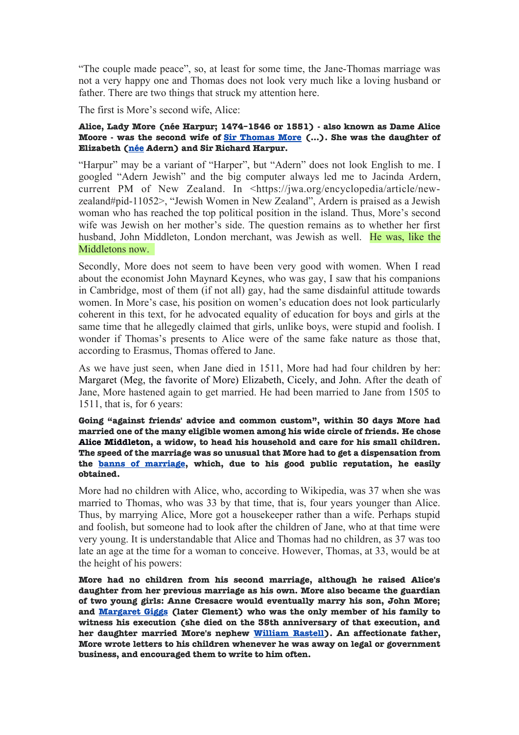"The couple made peace", so, at least for some time, the Jane-Thomas marriage was not a very happy one and Thomas does not look very much like a loving husband or father. There are two things that struck my attention here.

The first is More's second wife, Alice:

**Alice, Lady More (née Harpur; 1474–1546 or 1551) - also known as Dame Alice Moore - was the second wife of [Sir Thomas More](Sir Thomas More) (...). She was the daughter of Elizabeth ([née](née) Adern) and Sir Richard Harpur.**

"Harpur" may be a variant of "Harper", but "Adern" does not look English to me. I googled "Adern Jewish" and the big computer always led me to Jacinda Ardern, current PM of New Zealand. In <https://jwa.org/encyclopedia/article/new-zealand#pid-11052>, "Jewish Women in New Zealand", Ardern is praised as a Jewish woman who has reached the top political position in the island. Thus, More's second wife was Jewish on her mother's side. The question remains as to whether her first husband, John Middleton, London merchant, was Jewish as well. He was, like the Middletons now.

Secondly, More does not seem to have been very good with women. When I read about the economist John Maynard Keynes, who was gay, I saw that his companions in Cambridge, most of them (if not all) gay, had the same disdainful attitude towards women. In More's case, his position on women's education does not look particularly coherent in this text, for he advocated equality of education for boys and girls at the same time that he allegedly claimed that girls, unlike boys, were stupid and foolish. I wonder if Thomas's presents to Alice were of the same fake nature as those that, according to Erasmus, Thomas offered to Jane.

As we have just seen, when Jane died in 1511, More had had four children by her: Margaret (Meg, the favorite of More) Elizabeth, Cicely, and John. After the death of Jane, More hastened again to get married. He had been married to Jane from 1505 to 1511, that is, for 6 years:

**Going "against friends' advice and common custom", within 30 days More had married one of the many eligible women among his wide circle of friends. He chose Alice Middleton, a widow, to head his household and care for his small children. The speed of the marriage was so unusual that More had to get a dispensation from the [banns of marriage](banns of marriage), which, due to his good public reputation, he easily obtained.**

More had no children with Alice, who, according to Wikipedia, was 37 when she was married to Thomas, who was 33 by that time, that is, four years younger than Alice. Thus, by marrying Alice, More got a housekeeper rather than a wife. Perhaps stupid and foolish, but someone had to look after the children of Jane, who at that time were very young. It is understandable that Alice and Thomas had no children, as 37 was too late an age at the time for a woman to conceive. However, Thomas, at 33, would be at the height of his powers:

**More had no children from his second marriage, although he raised Alice's daughter from her previous marriage as his own. More also became the guardian of two young girls: Anne Cresacre would eventually marry his son, John More; and [Margaret Giggs](Margaret Giggs) (later Clement) who was the only member of his family to witness his execution (she died on the 35th anniversary of that execution, and her daughter married More's nephew [William Rastell](William Rastell)). An affectionate father, More wrote letters to his children whenever he was away on legal or government business, and encouraged them to write to him often.**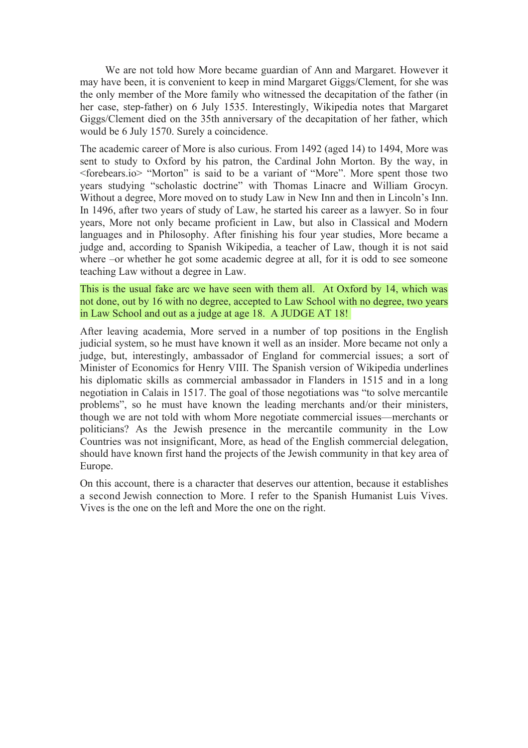We are not told how More became guardian of Ann and Margaret. However it may have been, it is convenient to keep in mind Margaret Giggs/Clement, for she was the only member of the More family who witnessed the decapitation of the father (in her case, step-father) on 6 July 1535. Interestingly, Wikipedia notes that Margaret Giggs/Clement died on the 35th anniversary of the decapitation of her father, which would be 6 July 1570. Surely a coincidence.

The academic career of More is also curious. From 1492 (aged 14) to 1494, More was sent to study to Oxford by his patron, the Cardinal John Morton. By the way, in <forebears.io> "Morton" is said to be a variant of "More". More spent those two years studying "scholastic doctrine" with Thomas Linacre and William Grocyn. Without a degree, More moved on to study Law in New Inn and then in Lincoln's Inn. In 1496, after two years of study of Law, he started his career as a lawyer. So in four years, More not only became proficient in Law, but also in Classical and Modern languages and in Philosophy. After finishing his four year studies, More became a judge and, according to Spanish Wikipedia, a teacher of Law, though it is not said where –or whether he got some academic degree at all, for it is odd to see someone teaching Law without a degree in Law.

This is the usual fake arc we have seen with them all. At Oxford by 14, which was not done, out by 16 with no degree, accepted to Law School with no degree, two years in Law School and out as a judge at age 18. A JUDGE AT 18!

After leaving academia, More served in a number of top positions in the English judicial system, so he must have known it well as an insider. More became not only a judge, but, interestingly, ambassador of England for commercial issues; a sort of Minister of Economics for Henry VIII. The Spanish version of Wikipedia underlines his diplomatic skills as commercial ambassador in Flanders in 1515 and in a long negotiation in Calais in 1517. The goal of those negotiations was "to solve mercantile problems", so he must have known the leading merchants and/or their ministers, though we are not told with whom More negotiate commercial issues—merchants or politicians? As the Jewish presence in the mercantile community in the Low Countries was not insignificant, More, as head of the English commercial delegation, should have known first hand the projects of the Jewish community in that key area of Europe.

On this account, there is a character that deserves our attention, because it establishes a second Jewish connection to More. I refer to the Spanish Humanist Luis Vives. Vives is the one on the left and More the one on the right.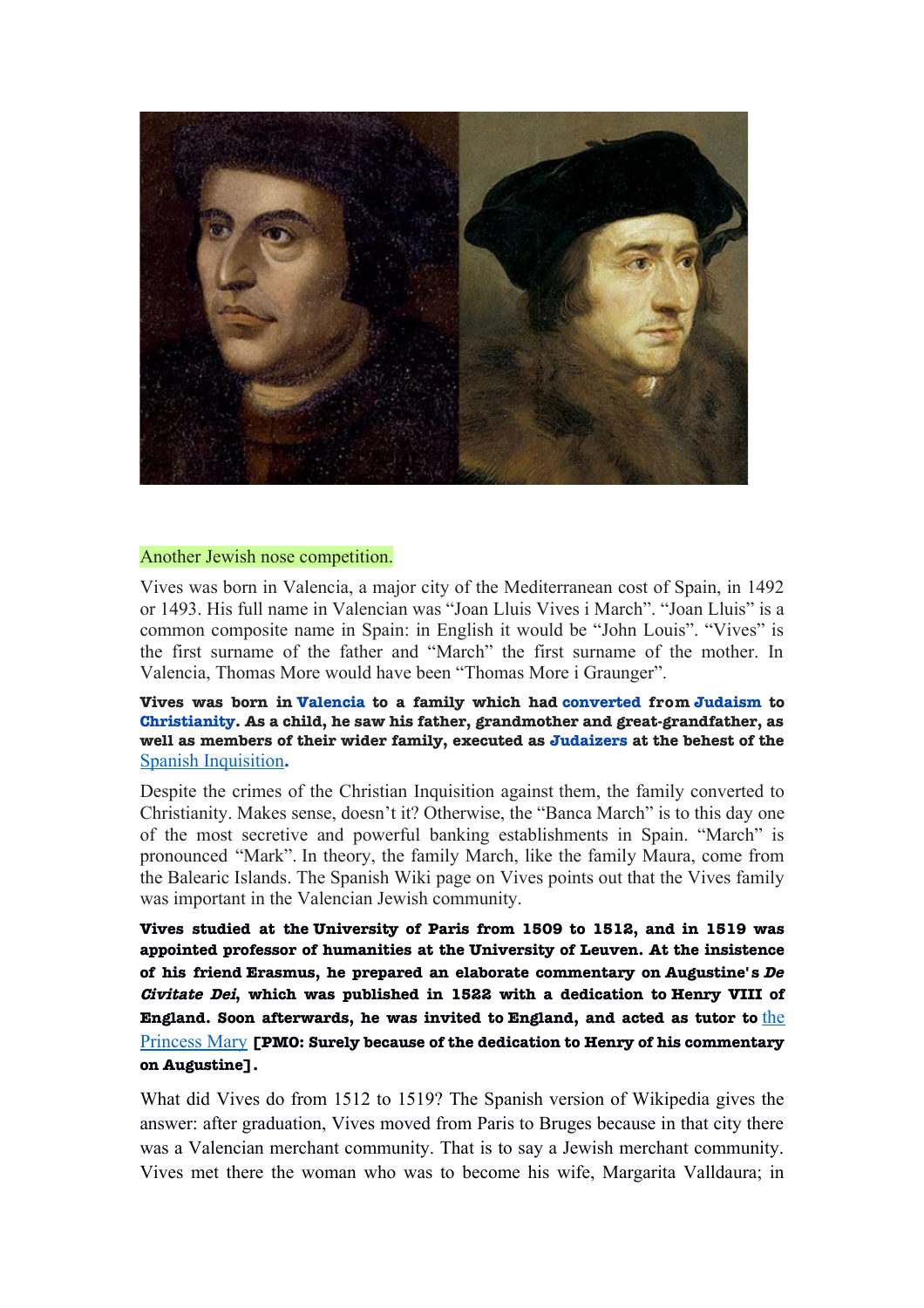Another Jewish nose competition.

Vives was born in Valencia, a major city of the Mediterranean cost of Spain, in 1492 or 1493. His full name in Valencian was "Joan Lluis Vives i March". "Joan Lluis" is a common composite name in Spain: in English it would be "John Louis". "Vives" is the first surname of the father and "March" the first surname of the mother. In Valencia, Thomas More would have been "Thomas More i Graunger".

**Vives was born in Valencia to a family which had converted from Judaism to Christianity. As a child, he saw his father, grandmother and great-grandfather, as well as members of their wider family, executed as Judaizers at the behest of the Spanish Inquisition.**

Despite the crimes of the Christian Inquisition against them, the family converted to Christianity. Makes sense, doesn't it? Otherwise, the "Banca March" is to this day one of the most secretive and powerful banking establishments in Spain. "March" is pronounced "Mark". In theory, the family March, like the family Maura, come from the Balearic Islands. The Spanish Wiki page on Vives points out that the Vives family was important in the Valencian Jewish community.

**Vives studied at the University of Paris from 1509 to 1512, and in 1519 was appointed professor of humanities at the University of Leuven. At the insistence of his friend Erasmus, he prepared an elaborate commentary on Augustine's *De Civitate Dei*, which was published in 1522 with a dedication to Henry VIII of England. Soon afterwards, he was invited to England, and acted as tutor to the Princess Mary [PMO: Surely because of the dedication to Henry of his commentary on Augustine].**

What did Vives do from 1512 to 1519? The Spanish version of Wikipedia gives the answer: after graduation, Vives moved from Paris to Bruges because in that city there was a Valencian merchant community. That is to say a Jewish merchant community. Vives met there the woman who was to become his wife, Margarita Valldaura; in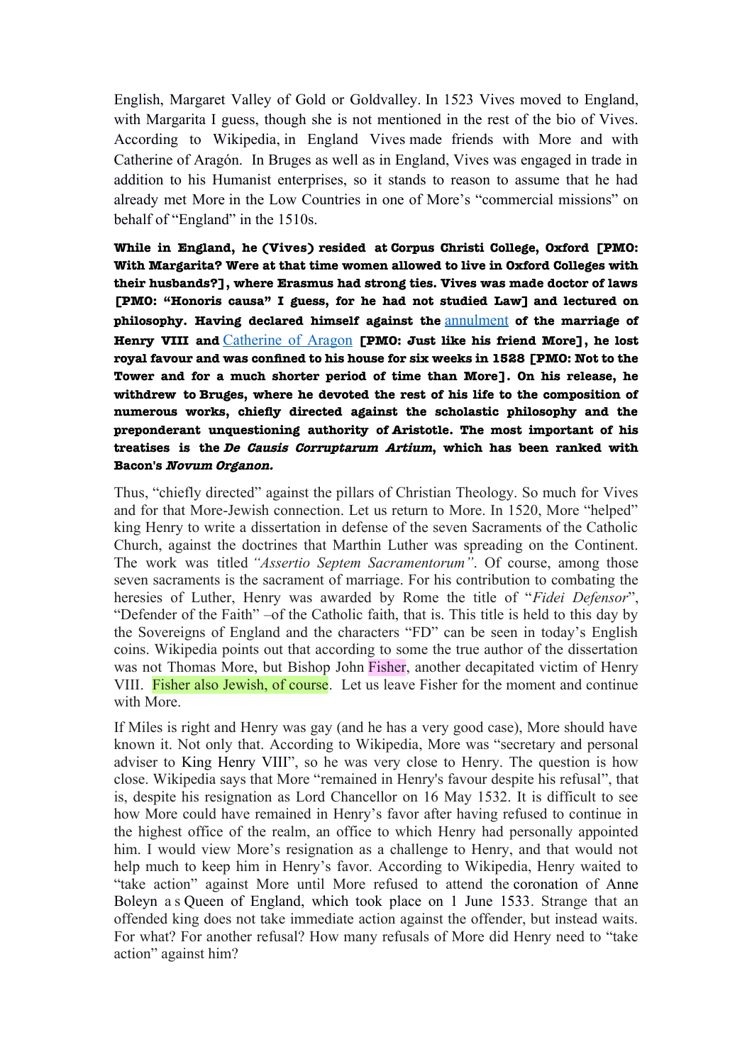English, Margaret Valley of Gold or Goldvalley. In 1523 Vives moved to England, with Margarita I guess, though she is not mentioned in the rest of the bio of Vives. According to Wikipedia, in England Vives made friends with More and with Catherine of Aragón. In Bruges as well as in England, Vives was engaged in trade in addition to his Humanist enterprises, so it stands to reason to assume that he had already met More in the Low Countries in one of More's "commercial missions" on behalf of "England" in the 1510s.

**While in England, he (Vives) resided at Corpus Christi College, Oxford [PMO: With Margarita? Were at that time women allowed to live in Oxford Colleges with their husbands?], where Erasmus had strong ties. Vives was made doctor of laws [PMO: "Honoris causa" I guess, for he had not studied Law] and lectured on philosophy. Having declared himself against the** annulment **of the marriage of Henry VIII and** Catherine of Aragon **[PMO: Just like his friend More], he lost royal favour and was confined to his house for six weeks in 1528 [PMO: Not to the Tower and for a much shorter period of time than More]. On his release, he withdrew to Bruges, where he devoted the rest of his life to the composition of numerous works, chiefly directed against the scholastic philosophy and the preponderant unquestioning authority of Aristotle. The most important of his treatises is the *De Causis Corruptarum Artium*, which has been ranked with Bacon's *Novum Organon.***

Thus, "chiefly directed" against the pillars of Christian Theology. So much for Vives and for that More-Jewish connection. Let us return to More. In 1520, More "helped" king Henry to write a dissertation in defense of the seven Sacraments of the Catholic Church, against the doctrines that Marthin Luther was spreading on the Continent. The work was titled *"Assertio Septem Sacramentorum"*. Of course, among those seven sacraments is the sacrament of marriage. For his contribution to combating the heresies of Luther, Henry was awarded by Rome the title of "*Fidei Defensor*", "Defender of the Faith" –of the Catholic faith, that is. This title is held to this day by the Sovereigns of England and the characters "FD" can be seen in today's English coins. Wikipedia points out that according to some the true author of the dissertation was not Thomas More, but Bishop John Fisher, another decapitated victim of Henry VIII. Fisher also Jewish, of course. Let us leave Fisher for the moment and continue with More.

If Miles is right and Henry was gay (and he has a very good case), More should have known it. Not only that. According to Wikipedia, More was "secretary and personal adviser to King Henry VIII", so he was very close to Henry. The question is how close. Wikipedia says that More "remained in Henry's favour despite his refusal", that is, despite his resignation as Lord Chancellor on 16 May 1532. It is difficult to see how More could have remained in Henry's favor after having refused to continue in the highest office of the realm, an office to which Henry had personally appointed him. I would view More's resignation as a challenge to Henry, and that would not help much to keep him in Henry's favor. According to Wikipedia, Henry waited to "take action" against More until More refused to attend the coronation of Anne Boleyn as Queen of England, which took place on 1 June 1533. Strange that an offended king does not take immediate action against the offender, but instead waits. For what? For another refusal? How many refusals of More did Henry need to "take action" against him?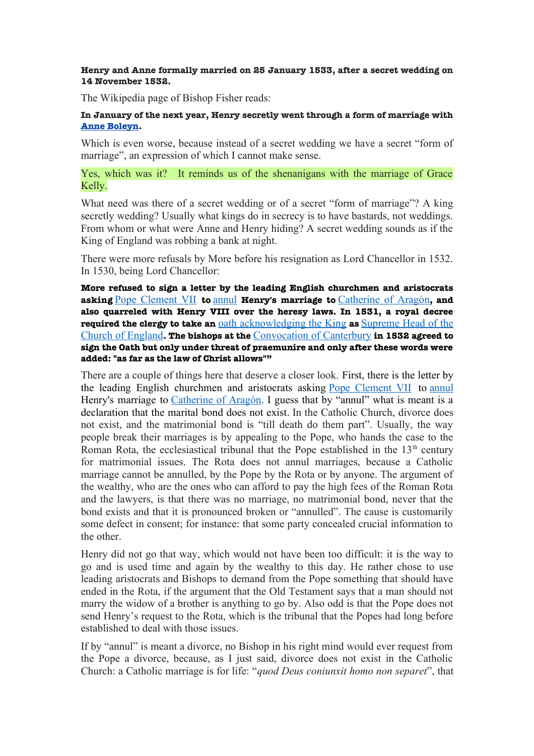**Henry and Anne formally married on 25 January 1533, after a secret wedding on 14 November 1532.**

The Wikipedia page of Bishop Fisher reads:

**In January of the next year, Henry secretly went through a form of marriage with Anne Boleyn.**

Which is even worse, because instead of a secret wedding we have a secret "form of marriage", an expression of which I cannot make sense.

Yes, which was it? It reminds us of the shenanigans with the marriage of Grace Kelly.

What need was there of a secret wedding or of a secret "form of marriage"? A king secretly wedding? Usually what kings do in secrecy is to have bastards, not weddings. From whom or what were Anne and Henry hiding? A secret wedding sounds as if the King of England was robbing a bank at night.

There were more refusals by More before his resignation as Lord Chancellor in 1532. In 1530, being Lord Chancellor:

**More refused to sign a letter by the leading English churchmen and aristocrats asking Pope Clement VII to annul Henry's marriage to Catherine of Aragón, and also quarreled with Henry VIII over the heresy laws. In 1531, a royal decree required the clergy to take an oath acknowledging the King as Supreme Head of the Church of England. The bishops at the Convocation of Canterbury in 1532 agreed to sign the Oath but only under threat of praemunire and only after these words were added: "as far as the law of Christ allows""**

There are a couple of things here that deserve a closer look. First, there is the letter by the leading English churchmen and aristocrats asking Pope Clement VII to annul Henry's marriage to Catherine of Aragón. I guess that by "annul" what is meant is a declaration that the marital bond does not exist. In the Catholic Church, divorce does not exist, and the matrimonial bond is "till death do them part". Usually, the way people break their marriages is by appealing to the Pope, who hands the case to the Roman Rota, the ecclesiastical tribunal that the Pope established in the 13th century for matrimonial issues. The Rota does not annul marriages, because a Catholic marriage cannot be annulled, by the Pope by the Rota or by anyone. The argument of the wealthy, who are the ones who can afford to pay the high fees of the Roman Rota and the lawyers, is that there was no marriage, no matrimonial bond, never that the bond exists and that it is pronounced broken or "annulled". The cause is customarily some defect in consent; for instance: that some party concealed crucial information to the other.

Henry did not go that way, which would not have been too difficult: it is the way to go and is used time and again by the wealthy to this day. He rather chose to use leading aristocrats and Bishops to demand from the Pope something that should have ended in the Rota, if the argument that the Old Testament says that a man should not marry the widow of a brother is anything to go by. Also odd is that the Pope does not send Henry's request to the Rota, which is the tribunal that the Popes had long before established to deal with those issues.

If by "annul" is meant a divorce, no Bishop in his right mind would ever request from the Pope a divorce, because, as I just said, divorce does not exist in the Catholic Church: a Catholic marriage is for life: "*quod Deus coniunxit homo non separet*", that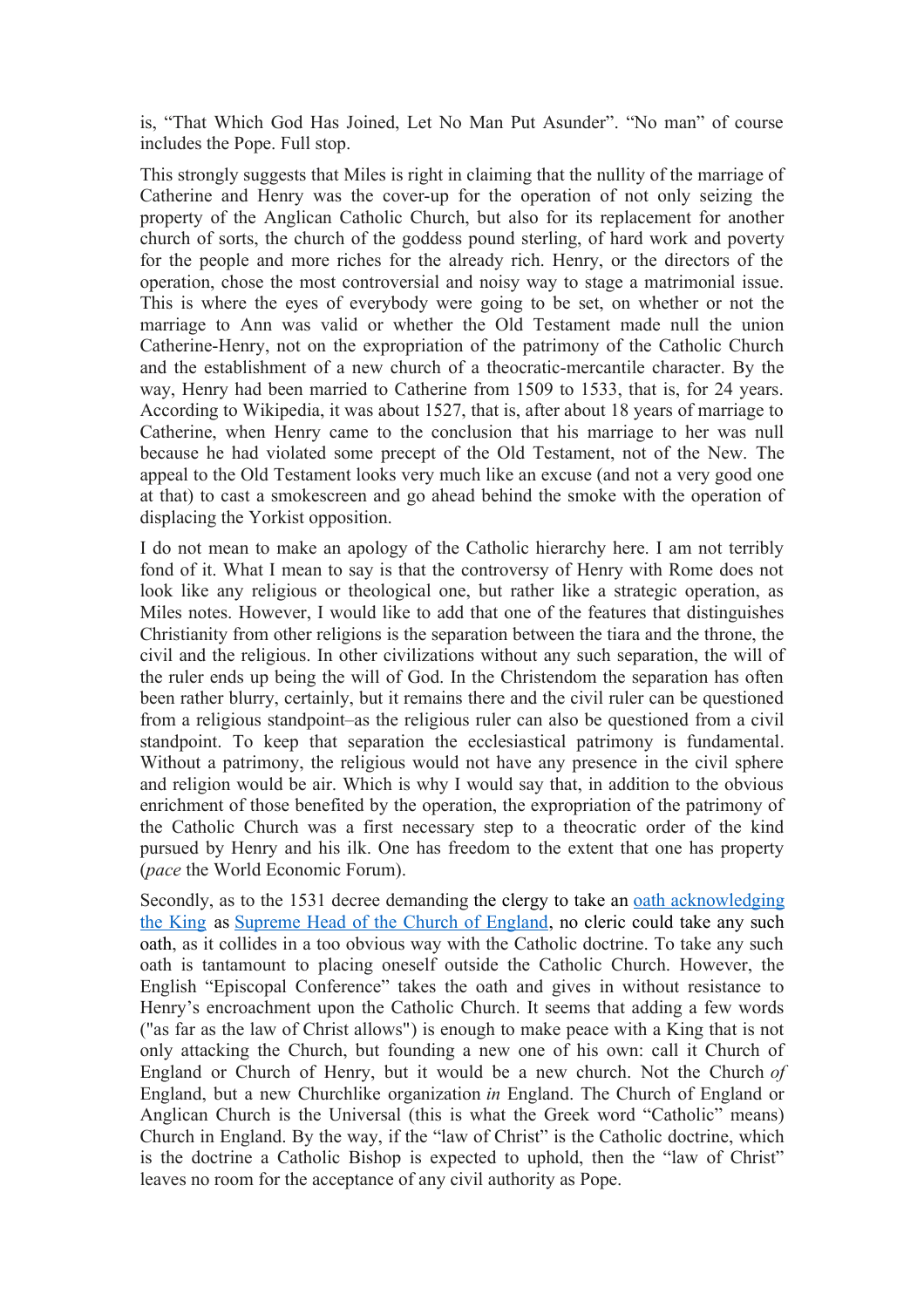is, “That Which God Has Joined, Let No Man Put Asunder”. “No man” of course includes the Pope. Full stop.

This strongly suggests that Miles is right in claiming that the nullity of the marriage of Catherine and Henry was the cover-up for the operation of not only seizing the property of the Anglican Catholic Church, but also for its replacement for another church of sorts, the church of the goddess pound sterling, of hard work and poverty for the people and more riches for the already rich. Henry, or the directors of the operation, chose the most controversial and noisy way to stage a matrimonial issue. This is where the eyes of everybody were going to be set, on whether or not the marriage to Ann was valid or whether the Old Testament made null the union Catherine-Henry, not on the expropriation of the patrimony of the Catholic Church and the establishment of a new church of a theocratic-mercantile character. By the way, Henry had been married to Catherine from 1509 to 1533, that is, for 24 years. According to Wikipedia, it was about 1527, that is, after about 18 years of marriage to Catherine, when Henry came to the conclusion that his marriage to her was null because he had violated some precept of the Old Testament, not of the New. The appeal to the Old Testament looks very much like an excuse (and not a very good one at that) to cast a smokescreen and go ahead behind the smoke with the operation of displacing the Yorkist opposition.

I do not mean to make an apology of the Catholic hierarchy here. I am not terribly fond of it. What I mean to say is that the controversy of Henry with Rome does not look like any religious or theological one, but rather like a strategic operation, as Miles notes. However, I would like to add that one of the features that distinguishes Christianity from other religions is the separation between the tiara and the throne, the civil and the religious. In other civilizations without any such separation, the will of the ruler ends up being the will of God. In the Christendom the separation has often been rather blurry, certainly, but it remains there and the civil ruler can be questioned from a religious standpoint–as the religious ruler can also be questioned from a civil standpoint. To keep that separation the ecclesiastical patrimony is fundamental. Without a patrimony, the religious would not have any presence in the civil sphere and religion would be air. Which is why I would say that, in addition to the obvious enrichment of those benefited by the operation, the expropriation of the patrimony of the Catholic Church was a first necessary step to a theocratic order of the kind pursued by Henry and his ilk. One has freedom to the extent that one has property (*pace* the World Economic Forum).

Secondly, as to the 1531 decree demanding the clergy to take an oath acknowledging the King as Supreme Head of the Church of England, no cleric could take any such oath, as it collides in a too obvious way with the Catholic doctrine. To take any such oath is tantamount to placing oneself outside the Catholic Church. However, the English “Episcopal Conference” takes the oath and gives in without resistance to Henry’s encroachment upon the Catholic Church. It seems that adding a few words ("as far as the law of Christ allows") is enough to make peace with a King that is not only attacking the Church, but founding a new one of his own: call it Church of England or Church of Henry, but it would be a new church. Not the Church *of* England, but a new Churchlike organization *in* England. The Church of England or Anglican Church is the Universal (this is what the Greek word “Catholic” means) Church in England. By the way, if the “law of Christ” is the Catholic doctrine, which is the doctrine a Catholic Bishop is expected to uphold, then the “law of Christ” leaves no room for the acceptance of any civil authority as Pope.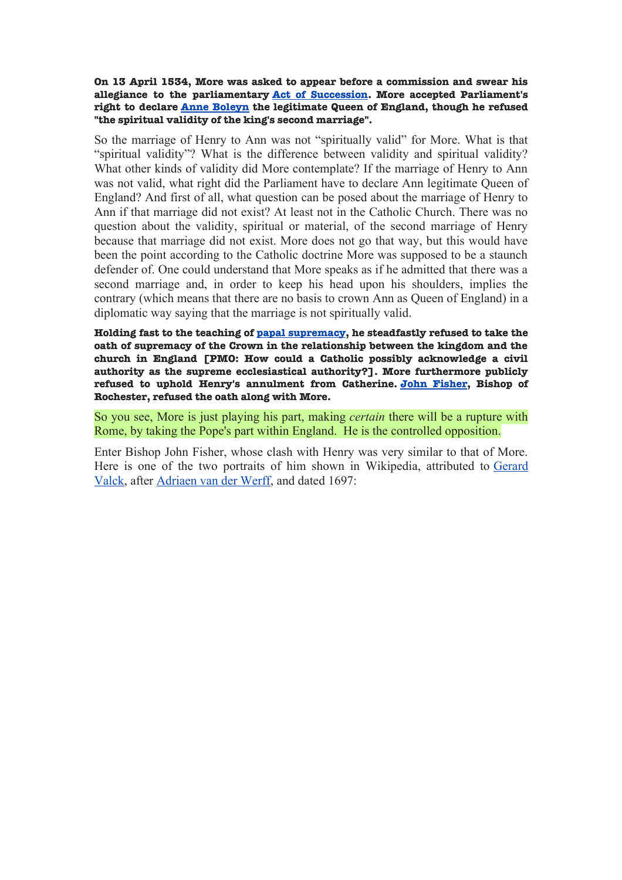**On 13 April 1534, More was asked to appear before a commission and swear his allegiance to the parliamentary Act of Succession. More accepted Parliament's right to declare Anne Boleyn the legitimate Queen of England, though he refused "the spiritual validity of the king's second marriage".**

So the marriage of Henry to Ann was not "spiritually valid" for More. What is that "spiritual validity"? What is the difference between validity and spiritual validity? What other kinds of validity did More contemplate? If the marriage of Henry to Ann was not valid, what right did the Parliament have to declare Ann legitimate Queen of England? And first of all, what question can be posed about the marriage of Henry to Ann if that marriage did not exist? At least not in the Catholic Church. There was no question about the validity, spiritual or material, of the second marriage of Henry because that marriage did not exist. More does not go that way, but this would have been the point according to the Catholic doctrine More was supposed to be a staunch defender of. One could understand that More speaks as if he admitted that there was a second marriage and, in order to keep his head upon his shoulders, implies the contrary (which means that there are no basis to crown Ann as Queen of England) in a diplomatic way saying that the marriage is not spiritually valid.

**Holding fast to the teaching of papal supremacy, he steadfastly refused to take the oath of supremacy of the Crown in the relationship between the kingdom and the church in England [PMO: How could a Catholic possibly acknowledge a civil authority as the supreme ecclesiastical authority?]. More furthermore publicly refused to uphold Henry's annulment from Catherine. John Fisher, Bishop of Rochester, refused the oath along with More.**

So you see, More is just playing his part, making *certain* there will be a rupture with Rome, by taking the Pope's part within England. He is the controlled opposition.

Enter Bishop John Fisher, whose clash with Henry was very similar to that of More. Here is one of the two portraits of him shown in Wikipedia, attributed to Gerard Valck, after Adriaen van der Werff, and dated 1697: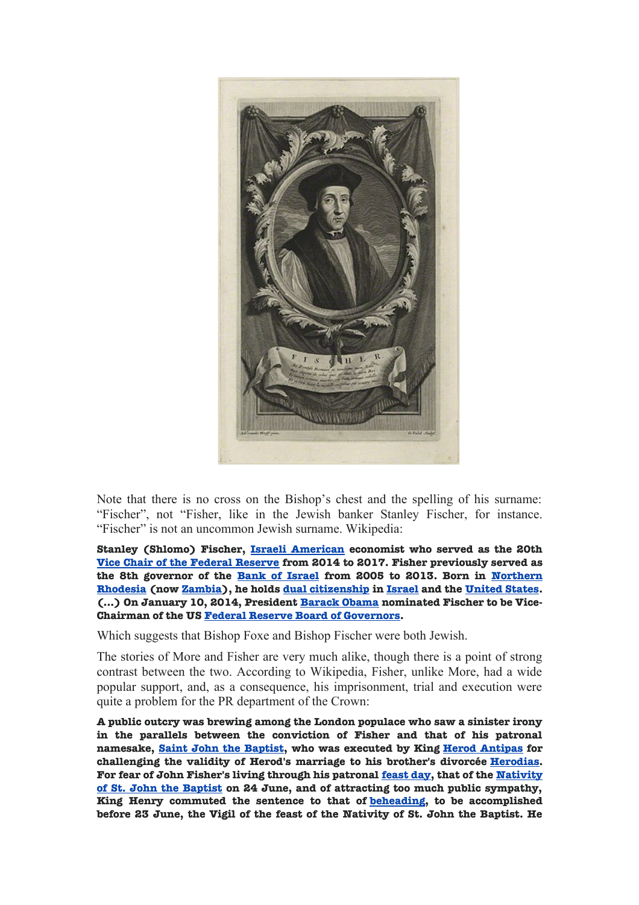Note that there is no cross on the Bishop's chest and the spelling of his surname: "Fischer", not "Fisher, like in the Jewish banker Stanley Fischer, for instance. "Fischer" is not an uncommon Jewish surname. Wikipedia:

**Stanley (Shlomo) Fischer, Israeli American economist who served as the 20th Vice Chair of the Federal Reserve from 2014 to 2017. Fisher previously served as the 8th governor of the Bank of Israel from 2005 to 2013. Born in Northern Rhodesia (now Zambia), he holds dual citizenship in Israel and the United States. (...) On January 10, 2014, President Barack Obama nominated Fischer to be Vice-Chairman of the US Federal Reserve Board of Governors.**

Which suggests that Bishop Foxe and Bishop Fischer were both Jewish.

The stories of More and Fisher are very much alike, though there is a point of strong contrast between the two. According to Wikipedia, Fisher, unlike More, had a wide popular support, and, as a consequence, his imprisonment, trial and execution were quite a problem for the PR department of the Crown:

**A public outcry was brewing among the London populace who saw a sinister irony in the parallels between the conviction of Fisher and that of his patronal namesake, Saint John the Baptist, who was executed by King Herod Antipas for challenging the validity of Herod's marriage to his brother's divorcée Herodias. For fear of John Fisher's living through his patronal feast day, that of the Nativity of St. John the Baptist on 24 June, and of attracting too much public sympathy, King Henry commuted the sentence to that of beheading, to be accomplished before 23 June, the Vigil of the feast of the Nativity of St. John the Baptist. He**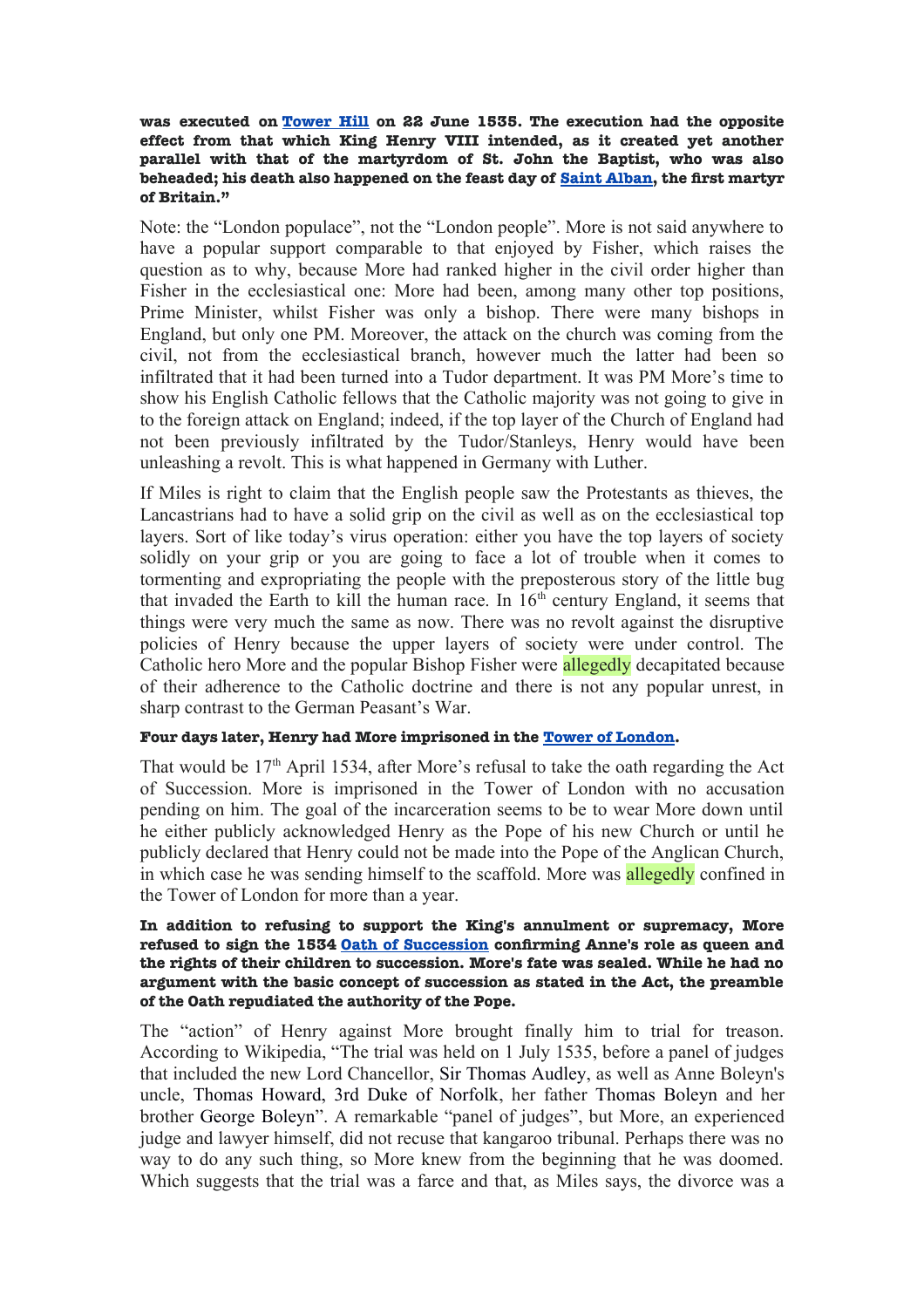**was executed on Tower Hill on 22 June 1535. The execution had the opposite effect from that which King Henry VIII intended, as it created yet another parallel with that of the martyrdom of St. John the Baptist, who was also beheaded; his death also happened on the feast day of Saint Alban, the first martyr of Britain."**

Note: the "London populace", not the "London people". More is not said anywhere to have a popular support comparable to that enjoyed by Fisher, which raises the question as to why, because More had ranked higher in the civil order higher than Fisher in the ecclesiastical one: More had been, among many other top positions, Prime Minister, whilst Fisher was only a bishop. There were many bishops in England, but only one PM. Moreover, the attack on the church was coming from the civil, not from the ecclesiastical branch, however much the latter had been so infiltrated that it had been turned into a Tudor department. It was PM More's time to show his English Catholic fellows that the Catholic majority was not going to give in to the foreign attack on England; indeed, if the top layer of the Church of England had not been previously infiltrated by the Tudor/Stanleys, Henry would have been unleashing a revolt. This is what happened in Germany with Luther.

If Miles is right to claim that the English people saw the Protestants as thieves, the Lancastrians had to have a solid grip on the civil as well as on the ecclesiastical top layers. Sort of like today's virus operation: either you have the top layers of society solidly on your grip or you are going to face a lot of trouble when it comes to tormenting and expropriating the people with the preposterous story of the little bug that invaded the Earth to kill the human race. In 16th century England, it seems that things were very much the same as now. There was no revolt against the disruptive policies of Henry because the upper layers of society were under control. The Catholic hero More and the popular Bishop Fisher were allegedly decapitated because of their adherence to the Catholic doctrine and there is not any popular unrest, in sharp contrast to the German Peasant's War.

**Four days later, Henry had More imprisoned in the Tower of London.**

That would be 17th April 1534, after More's refusal to take the oath regarding the Act of Succession. More is imprisoned in the Tower of London with no accusation pending on him. The goal of the incarceration seems to be to wear More down until he either publicly acknowledged Henry as the Pope of his new Church or until he publicly declared that Henry could not be made into the Pope of the Anglican Church, in which case he was sending himself to the scaffold. More was allegedly confined in the Tower of London for more than a year.

**In addition to refusing to support the King's annulment or supremacy, More refused to sign the 1534 Oath of Succession confirming Anne's role as queen and the rights of their children to succession. More's fate was sealed. While he had no argument with the basic concept of succession as stated in the Act, the preamble of the Oath repudiated the authority of the Pope.**

The "action" of Henry against More brought finally him to trial for treason. According to Wikipedia, "The trial was held on 1 July 1535, before a panel of judges that included the new Lord Chancellor, Sir Thomas Audley, as well as Anne Boleyn's uncle, Thomas Howard, 3rd Duke of Norfolk, her father Thomas Boleyn and her brother George Boleyn". A remarkable "panel of judges", but More, an experienced judge and lawyer himself, did not recuse that kangaroo tribunal. Perhaps there was no way to do any such thing, so More knew from the beginning that he was doomed. Which suggests that the trial was a farce and that, as Miles says, the divorce was a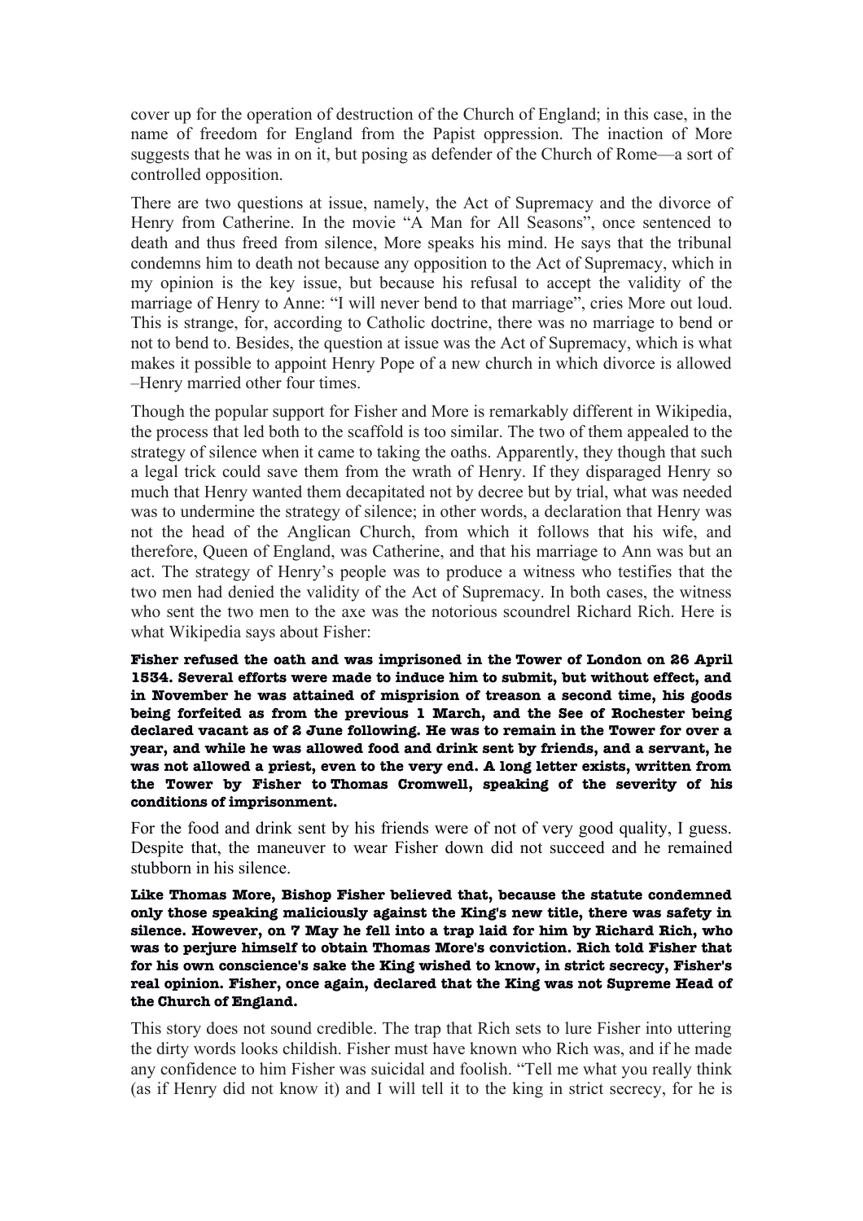cover up for the operation of destruction of the Church of England; in this case, in the name of freedom for England from the Papist oppression. The inaction of More suggests that he was in on it, but posing as defender of the Church of Rome—a sort of controlled opposition.

There are two questions at issue, namely, the Act of Supremacy and the divorce of Henry from Catherine. In the movie "A Man for All Seasons", once sentenced to death and thus freed from silence, More speaks his mind. He says that the tribunal condemns him to death not because any opposition to the Act of Supremacy, which in my opinion is the key issue, but because his refusal to accept the validity of the marriage of Henry to Anne: "I will never bend to that marriage", cries More out loud. This is strange, for, according to Catholic doctrine, there was no marriage to bend or not to bend to. Besides, the question at issue was the Act of Supremacy, which is what makes it possible to appoint Henry Pope of a new church in which divorce is allowed –Henry married other four times.

Though the popular support for Fisher and More is remarkably different in Wikipedia, the process that led both to the scaffold is too similar. The two of them appealed to the strategy of silence when it came to taking the oaths. Apparently, they though that such a legal trick could save them from the wrath of Henry. If they disparaged Henry so much that Henry wanted them decapitated not by decree but by trial, what was needed was to undermine the strategy of silence; in other words, a declaration that Henry was not the head of the Anglican Church, from which it follows that his wife, and therefore, Queen of England, was Catherine, and that his marriage to Ann was but an act. The strategy of Henry's people was to produce a witness who testifies that the two men had denied the validity of the Act of Supremacy. In both cases, the witness who sent the two men to the axe was the notorious scoundrel Richard Rich. Here is what Wikipedia says about Fisher:

**Fisher refused the oath and was imprisoned in the Tower of London on 26 April 1534. Several efforts were made to induce him to submit, but without effect, and in November he was attained of misprision of treason a second time, his goods being forfeited as from the previous 1 March, and the See of Rochester being declared vacant as of 2 June following. He was to remain in the Tower for over a year, and while he was allowed food and drink sent by friends, and a servant, he was not allowed a priest, even to the very end. A long letter exists, written from the Tower by Fisher to Thomas Cromwell, speaking of the severity of his conditions of imprisonment.**

For the food and drink sent by his friends were of not of very good quality, I guess. Despite that, the maneuver to wear Fisher down did not succeed and he remained stubborn in his silence.

**Like Thomas More, Bishop Fisher believed that, because the statute condemned only those speaking maliciously against the King's new title, there was safety in silence. However, on 7 May he fell into a trap laid for him by Richard Rich, who was to perjure himself to obtain Thomas More's conviction. Rich told Fisher that for his own conscience's sake the King wished to know, in strict secrecy, Fisher's real opinion. Fisher, once again, declared that the King was not Supreme Head of the Church of England.**

This story does not sound credible. The trap that Rich sets to lure Fisher into uttering the dirty words looks childish. Fisher must have known who Rich was, and if he made any confidence to him Fisher was suicidal and foolish. "Tell me what you really think (as if Henry did not know it) and I will tell it to the king in strict secrecy, for he is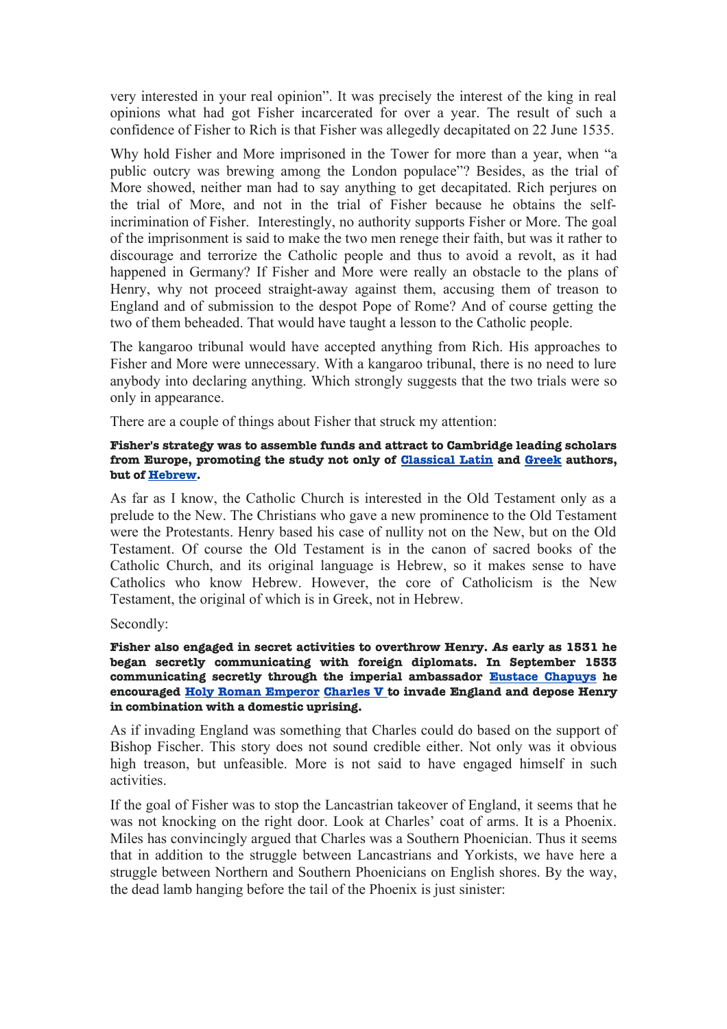very interested in your real opinion". It was precisely the interest of the king in real opinions what had got Fisher incarcerated for over a year. The result of such a confidence of Fisher to Rich is that Fisher was allegedly decapitated on 22 June 1535.

Why hold Fisher and More imprisoned in the Tower for more than a year, when "a public outcry was brewing among the London populace"? Besides, as the trial of More showed, neither man had to say anything to get decapitated. Rich perjures on the trial of More, and not in the trial of Fisher because he obtains the self-incrimination of Fisher. Interestingly, no authority supports Fisher or More. The goal of the imprisonment is said to make the two men renege their faith, but was it rather to discourage and terrorize the Catholic people and thus to avoid a revolt, as it had happened in Germany? If Fisher and More were really an obstacle to the plans of Henry, why not proceed straight-away against them, accusing them of treason to England and of submission to the despot Pope of Rome? And of course getting the two of them beheaded. That would have taught a lesson to the Catholic people.

The kangaroo tribunal would have accepted anything from Rich. His approaches to Fisher and More were unnecessary. With a kangaroo tribunal, there is no need to lure anybody into declaring anything. Which strongly suggests that the two trials were so only in appearance.

There are a couple of things about Fisher that struck my attention:

**Fisher's strategy was to assemble funds and attract to Cambridge leading scholars from Europe, promoting the study not only of Classical Latin and Greek authors, but of Hebrew.**

As far as I know, the Catholic Church is interested in the Old Testament only as a prelude to the New. The Christians who gave a new prominence to the Old Testament were the Protestants. Henry based his case of nullity not on the New, but on the Old Testament. Of course the Old Testament is in the canon of sacred books of the Catholic Church, and its original language is Hebrew, so it makes sense to have Catholics who know Hebrew. However, the core of Catholicism is the New Testament, the original of which is in Greek, not in Hebrew.

Secondly:

**Fisher also engaged in secret activities to overthrow Henry. As early as 1531 he began secretly communicating with foreign diplomats. In September 1533 communicating secretly through the imperial ambassador Eustace Chapuys he encouraged Holy Roman Emperor Charles V to invade England and depose Henry in combination with a domestic uprising.**

As if invading England was something that Charles could do based on the support of Bishop Fischer. This story does not sound credible either. Not only was it obvious high treason, but unfeasible. More is not said to have engaged himself in such activities.

If the goal of Fisher was to stop the Lancastrian takeover of England, it seems that he was not knocking on the right door. Look at Charles' coat of arms. It is a Phoenix. Miles has convincingly argued that Charles was a Southern Phoenician. Thus it seems that in addition to the struggle between Lancastrians and Yorkists, we have here a struggle between Northern and Southern Phoenicians on English shores. By the way, the dead lamb hanging before the tail of the Phoenix is just sinister: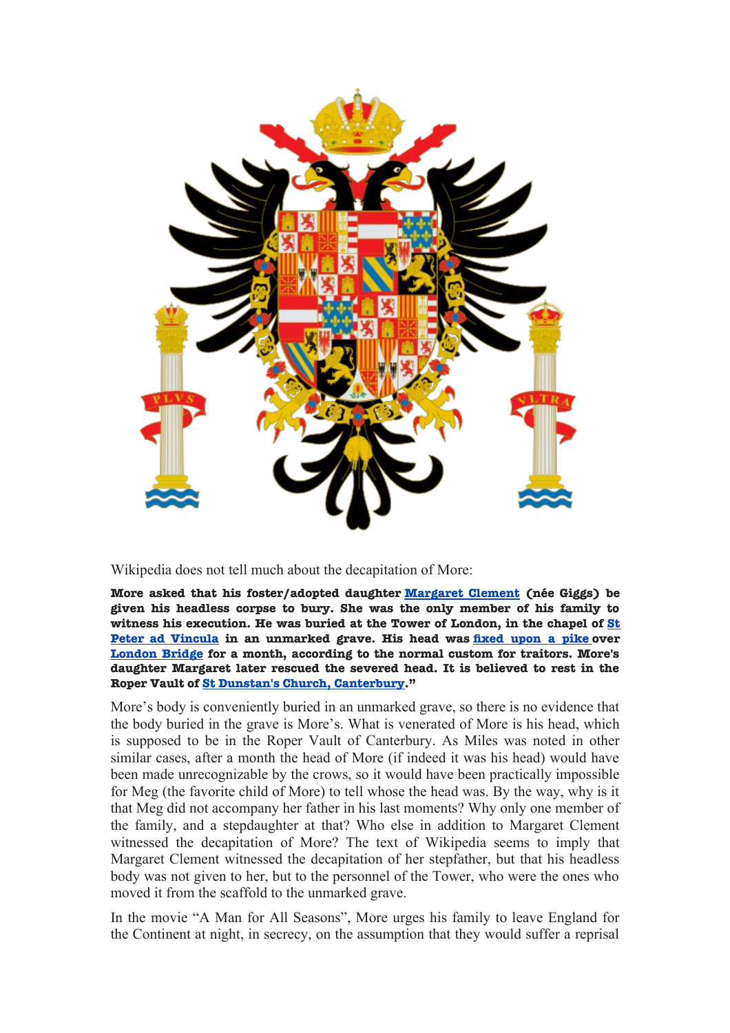Wikipedia does not tell much about the decapitation of More:

> **More asked that his foster/adopted daughter Margaret Clement (née Giggs) be given his headless corpse to bury. She was the only member of his family to witness his execution. He was buried at the Tower of London, in the chapel of St Peter ad Vincula in an unmarked grave. His head was fixed upon a pike over London Bridge for a month, according to the normal custom for traitors. More's daughter Margaret later rescued the severed head. It is believed to rest in the Roper Vault of St Dunstan's Church, Canterbury."**

More's body is conveniently buried in an unmarked grave, so there is no evidence that the body buried in the grave is More's. What is venerated of More is his head, which is supposed to be in the Roper Vault of Canterbury. As Miles was noted in other similar cases, after a month the head of More (if indeed it was his head) would have been made unrecognizable by the crows, so it would have been practically impossible for Meg (the favorite child of More) to tell whose the head was. By the way, why is it that Meg did not accompany her father in his last moments? Why only one member of the family, and a stepdaughter at that? Who else in addition to Margaret Clement witnessed the decapitation of More? The text of Wikipedia seems to imply that Margaret Clement witnessed the decapitation of her stepfather, but that his headless body was not given to her, but to the personnel of the Tower, who were the ones who moved it from the scaffold to the unmarked grave.

In the movie "A Man for All Seasons", More urges his family to leave England for the Continent at night, in secrecy, on the assumption that they would suffer a reprisal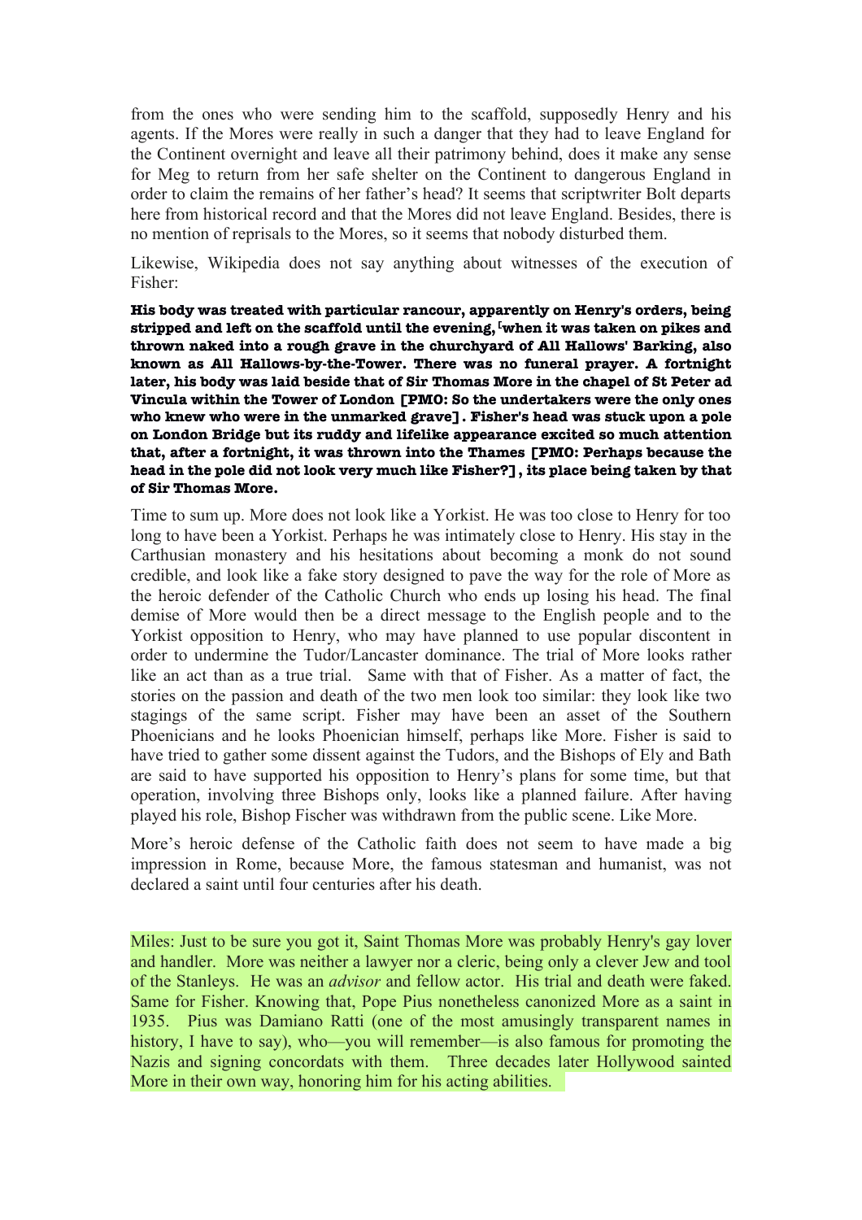from the ones who were sending him to the scaffold, supposedly Henry and his agents. If the Mores were really in such a danger that they had to leave England for the Continent overnight and leave all their patrimony behind, does it make any sense for Meg to return from her safe shelter on the Continent to dangerous England in order to claim the remains of her father's head? It seems that scriptwriter Bolt departs here from historical record and that the Mores did not leave England. Besides, there is no mention of reprisals to the Mores, so it seems that nobody disturbed them.

Likewise, Wikipedia does not say anything about witnesses of the execution of Fisher:

> **His body was treated with particular rancour, apparently on Henry's orders, being stripped and left on the scaffold until the evening, [when it was taken on pikes and thrown naked into a rough grave in the churchyard of All Hallows' Barking, also known as All Hallows-by-the-Tower. There was no funeral prayer. A fortnight later, his body was laid beside that of Sir Thomas More in the chapel of St Peter ad Vincula within the Tower of London [PMO: So the undertakers were the only ones who knew who were in the unmarked grave]. Fisher's head was stuck upon a pole on London Bridge but its ruddy and lifelike appearance excited so much attention that, after a fortnight, it was thrown into the Thames [PMO: Perhaps because the head in the pole did not look very much like Fisher?], its place being taken by that of Sir Thomas More.**

Time to sum up. More does not look like a Yorkist. He was too close to Henry for too long to have been a Yorkist. Perhaps he was intimately close to Henry. His stay in the Carthusian monastery and his hesitations about becoming a monk do not sound credible, and look like a fake story designed to pave the way for the role of More as the heroic defender of the Catholic Church who ends up losing his head. The final demise of More would then be a direct message to the English people and to the Yorkist opposition to Henry, who may have planned to use popular discontent in order to undermine the Tudor/Lancaster dominance. The trial of More looks rather like an act than as a true trial. Same with that of Fisher. As a matter of fact, the stories on the passion and death of the two men look too similar: they look like two stagings of the same script. Fisher may have been an asset of the Southern Phoenicians and he looks Phoenician himself, perhaps like More. Fisher is said to have tried to gather some dissent against the Tudors, and the Bishops of Ely and Bath are said to have supported his opposition to Henry's plans for some time, but that operation, involving three Bishops only, looks like a planned failure. After having played his role, Bishop Fischer was withdrawn from the public scene. Like More.

More's heroic defense of the Catholic faith does not seem to have made a big impression in Rome, because More, the famous statesman and humanist, was not declared a saint until four centuries after his death.

Miles: Just to be sure you got it, Saint Thomas More was probably Henry's gay lover and handler. More was neither a lawyer nor a cleric, being only a clever Jew and tool of the Stanleys. He was an *advisor* and fellow actor. His trial and death were faked. Same for Fisher. Knowing that, Pope Pius nonetheless canonized More as a saint in 1935. Pius was Damiano Ratti (one of the most amusingly transparent names in history, I have to say), who—you will remember—is also famous for promoting the Nazis and signing concordats with them. Three decades later Hollywood sainted More in their own way, honoring him for his acting abilities.